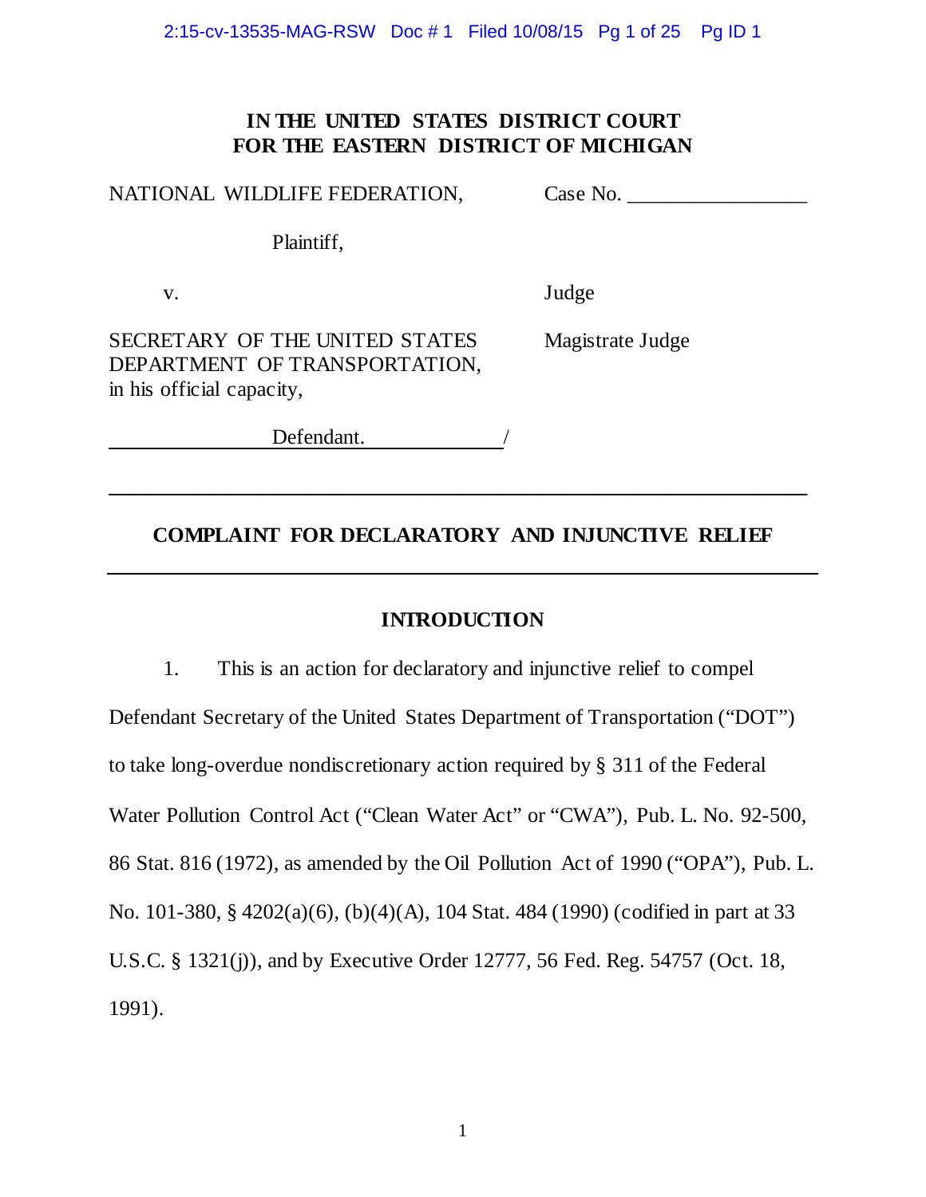# IN THE UNITED STATES DISTRICT COURT
# FOR THE EASTERN DISTRICT OF MICHIGAN

| | |
|---|---|
| NATIONAL WILDLIFE FEDERATION, | Case No. _________________ |
| Plaintiff, | |
| v. | Judge |
| SECRETARY OF THE UNITED STATES DEPARTMENT OF TRANSPORTATION, in his official capacity, | Magistrate Judge |
| Defendant. / | |

---

## COMPLAINT FOR DECLARATORY AND INJUNCTIVE RELIEF

---

### INTRODUCTION

1. This is an action for declaratory and injunctive relief to compel Defendant Secretary of the United States Department of Transportation ("DOT") to take long-overdue nondiscretionary action required by § 311 of the Federal Water Pollution Control Act ("Clean Water Act" or "CWA"), Pub. L. No. 92-500, 86 Stat. 816 (1972), as amended by the Oil Pollution Act of 1990 ("OPA"), Pub. L. No. 101-380, § 4202(a)(6), (b)(4)(A), 104 Stat. 484 (1990) (codified in part at 33 U.S.C. § 1321(j)), and by Executive Order 12777, 56 Fed. Reg. 54757 (Oct. 18, 1991).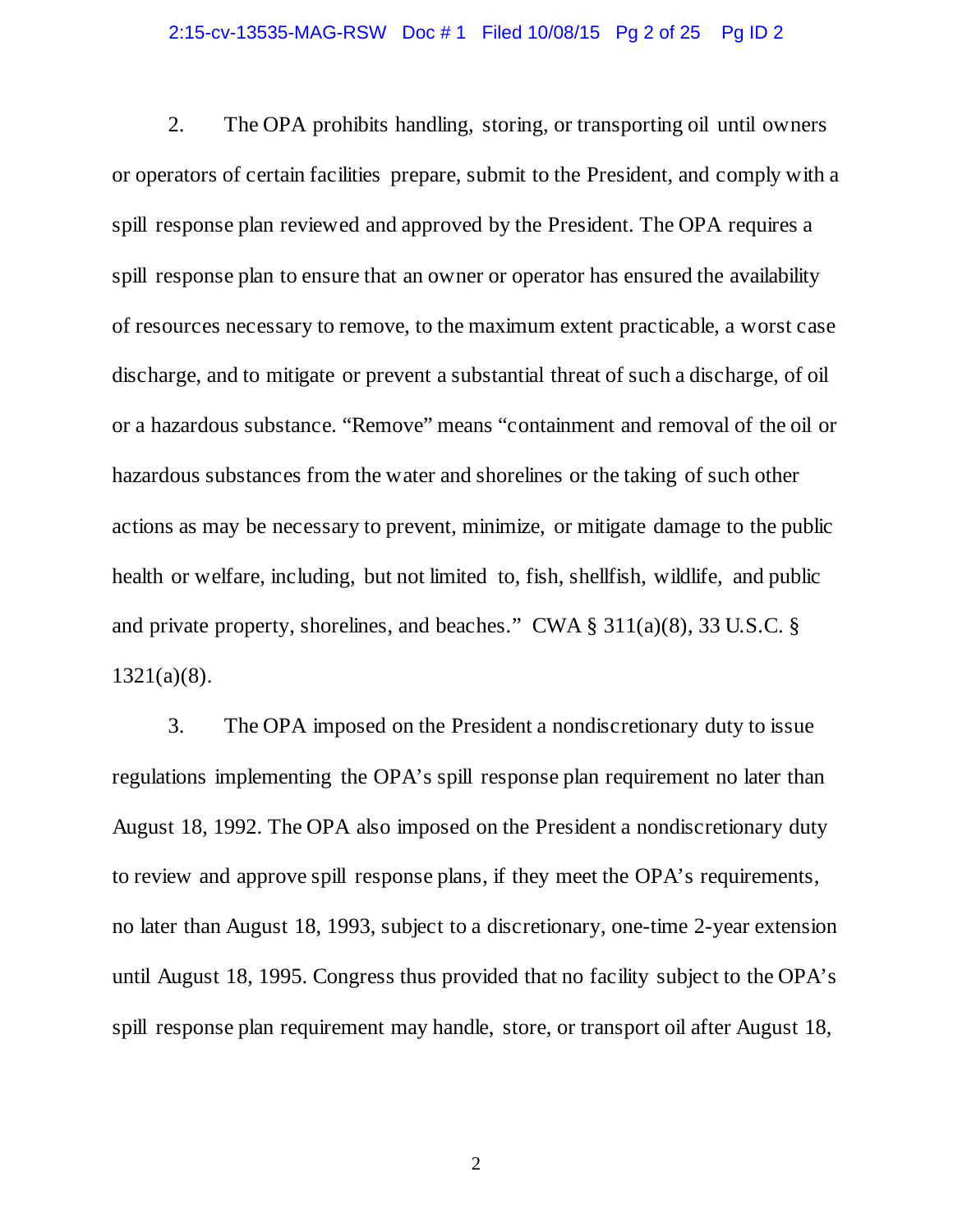2. The OPA prohibits handling, storing, or transporting oil until owners or operators of certain facilities prepare, submit to the President, and comply with a spill response plan reviewed and approved by the President. The OPA requires a spill response plan to ensure that an owner or operator has ensured the availability of resources necessary to remove, to the maximum extent practicable, a worst case discharge, and to mitigate or prevent a substantial threat of such a discharge, of oil or a hazardous substance. "Remove" means "containment and removal of the oil or hazardous substances from the water and shorelines or the taking of such other actions as may be necessary to prevent, minimize, or mitigate damage to the public health or welfare, including, but not limited to, fish, shellfish, wildlife, and public and private property, shorelines, and beaches." CWA § 311(a)(8), 33 U.S.C. § 1321(a)(8).

3. The OPA imposed on the President a nondiscretionary duty to issue regulations implementing the OPA's spill response plan requirement no later than August 18, 1992. The OPA also imposed on the President a nondiscretionary duty to review and approve spill response plans, if they meet the OPA's requirements, no later than August 18, 1993, subject to a discretionary, one-time 2-year extension until August 18, 1995. Congress thus provided that no facility subject to the OPA's spill response plan requirement may handle, store, or transport oil after August 18,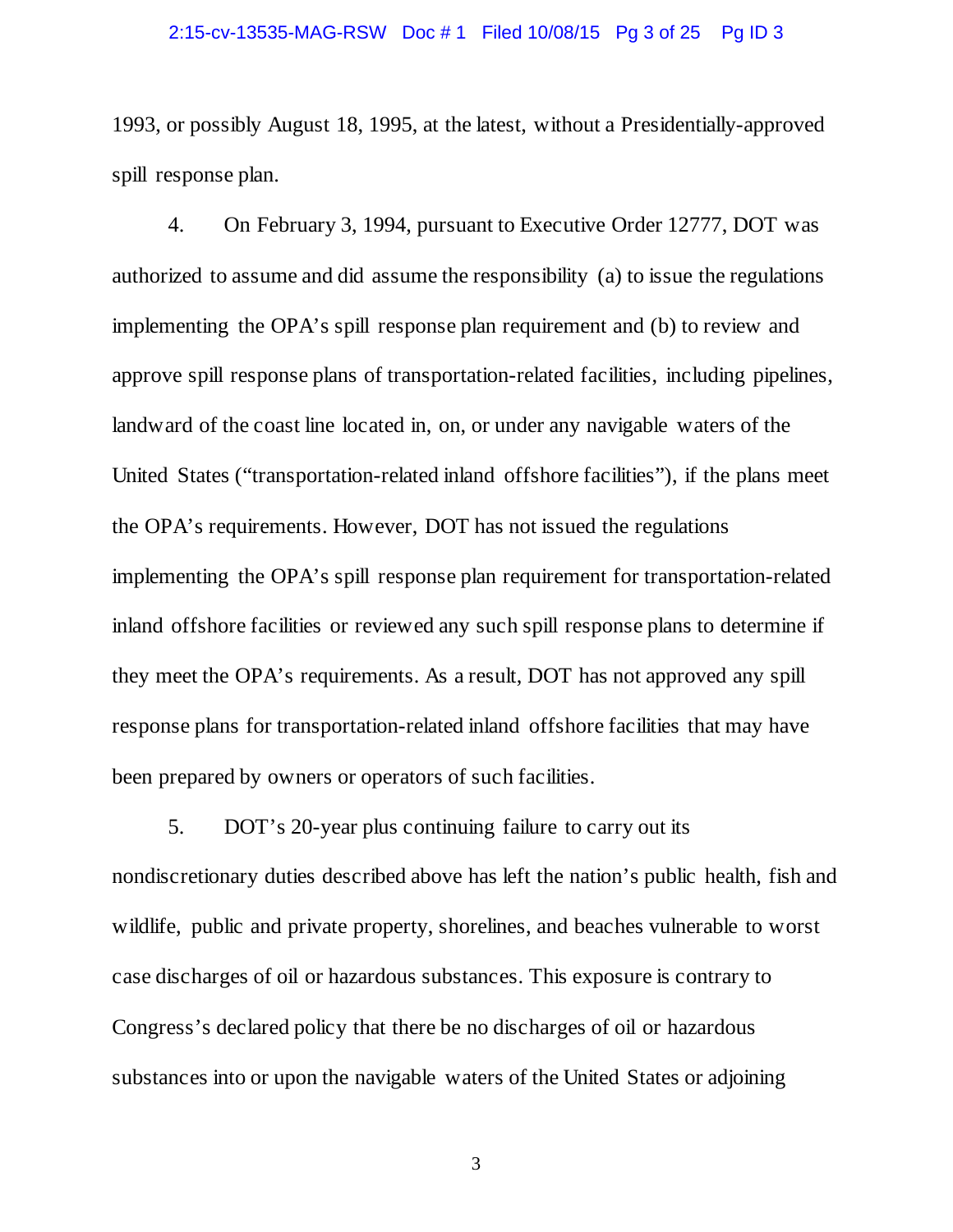1993, or possibly August 18, 1995, at the latest, without a Presidentially-approved spill response plan.

4. On February 3, 1994, pursuant to Executive Order 12777, DOT was authorized to assume and did assume the responsibility (a) to issue the regulations implementing the OPA's spill response plan requirement and (b) to review and approve spill response plans of transportation-related facilities, including pipelines, landward of the coast line located in, on, or under any navigable waters of the United States ("transportation-related inland offshore facilities"), if the plans meet the OPA's requirements. However, DOT has not issued the regulations implementing the OPA's spill response plan requirement for transportation-related inland offshore facilities or reviewed any such spill response plans to determine if they meet the OPA's requirements. As a result, DOT has not approved any spill response plans for transportation-related inland offshore facilities that may have been prepared by owners or operators of such facilities.

5. DOT's 20-year plus continuing failure to carry out its nondiscretionary duties described above has left the nation's public health, fish and wildlife, public and private property, shorelines, and beaches vulnerable to worst case discharges of oil or hazardous substances. This exposure is contrary to Congress's declared policy that there be no discharges of oil or hazardous substances into or upon the navigable waters of the United States or adjoining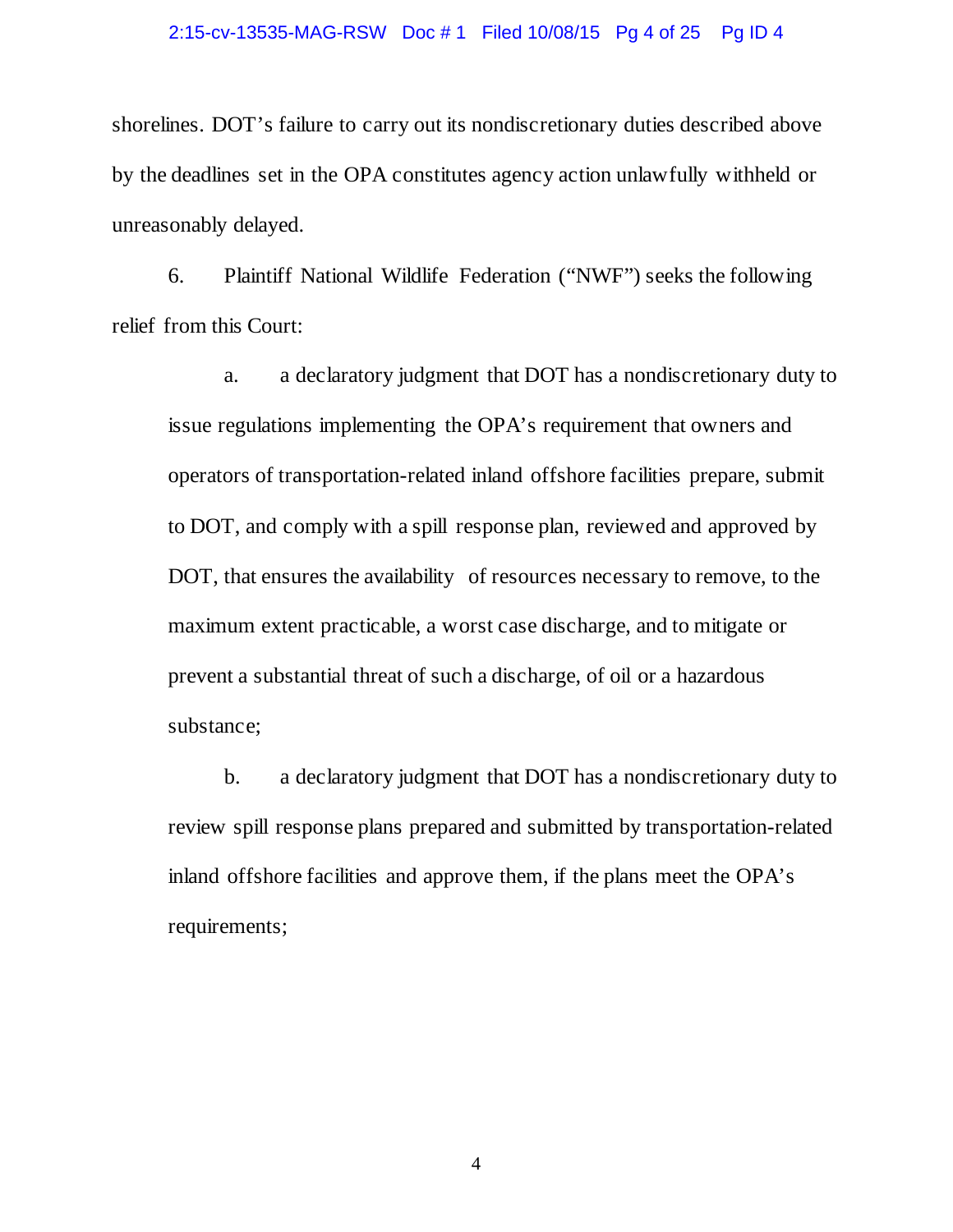shorelines. DOT's failure to carry out its nondiscretionary duties described above by the deadlines set in the OPA constitutes agency action unlawfully withheld or unreasonably delayed.

6. Plaintiff National Wildlife Federation ("NWF") seeks the following relief from this Court:

a. a declaratory judgment that DOT has a nondiscretionary duty to issue regulations implementing the OPA's requirement that owners and operators of transportation-related inland offshore facilities prepare, submit to DOT, and comply with a spill response plan, reviewed and approved by DOT, that ensures the availability of resources necessary to remove, to the maximum extent practicable, a worst case discharge, and to mitigate or prevent a substantial threat of such a discharge, of oil or a hazardous substance;

b. a declaratory judgment that DOT has a nondiscretionary duty to review spill response plans prepared and submitted by transportation-related inland offshore facilities and approve them, if the plans meet the OPA's requirements;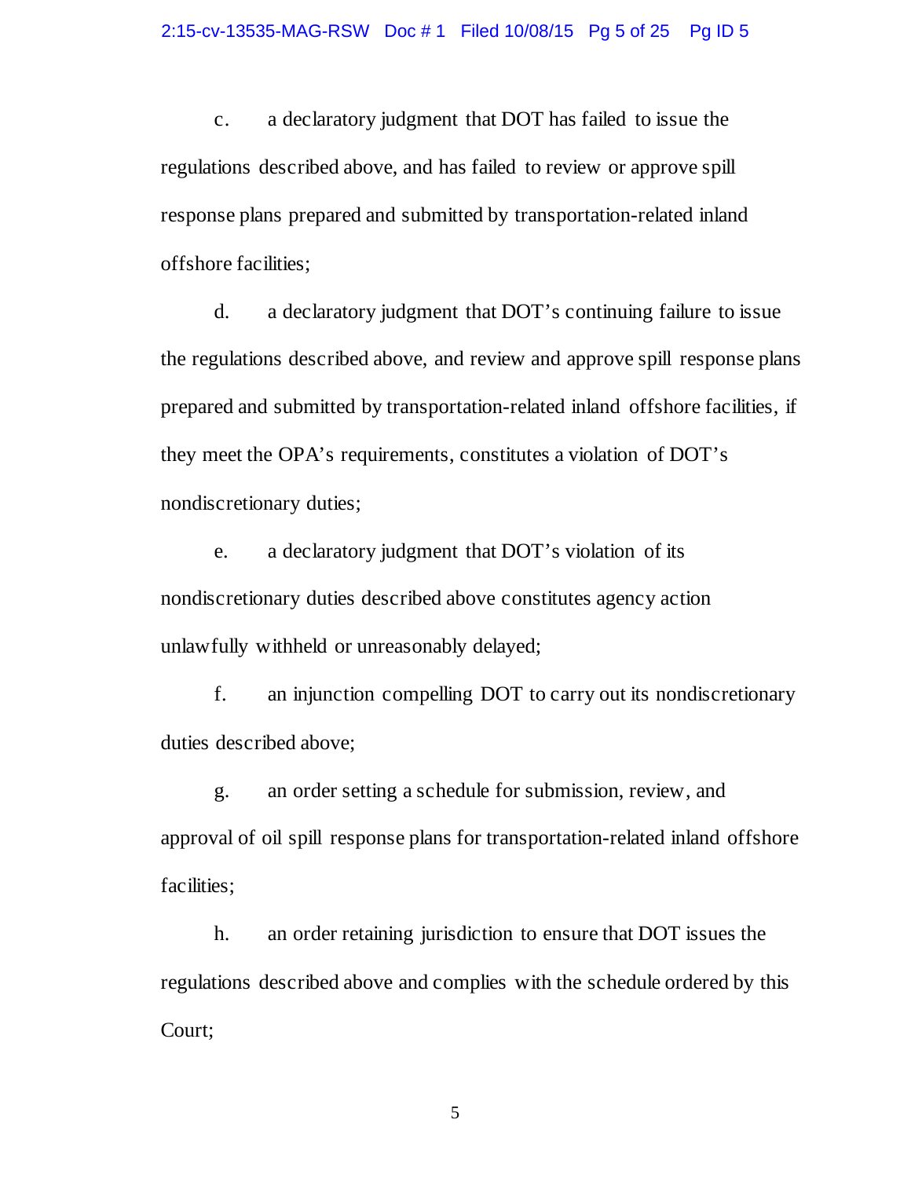c. a declaratory judgment that DOT has failed to issue the regulations described above, and has failed to review or approve spill response plans prepared and submitted by transportation-related inland offshore facilities;

d. a declaratory judgment that DOT's continuing failure to issue the regulations described above, and review and approve spill response plans prepared and submitted by transportation-related inland offshore facilities, if they meet the OPA's requirements, constitutes a violation of DOT's nondiscretionary duties;

e. a declaratory judgment that DOT's violation of its nondiscretionary duties described above constitutes agency action unlawfully withheld or unreasonably delayed;

f. an injunction compelling DOT to carry out its nondiscretionary duties described above;

g. an order setting a schedule for submission, review, and approval of oil spill response plans for transportation-related inland offshore facilities;

h. an order retaining jurisdiction to ensure that DOT issues the regulations described above and complies with the schedule ordered by this Court;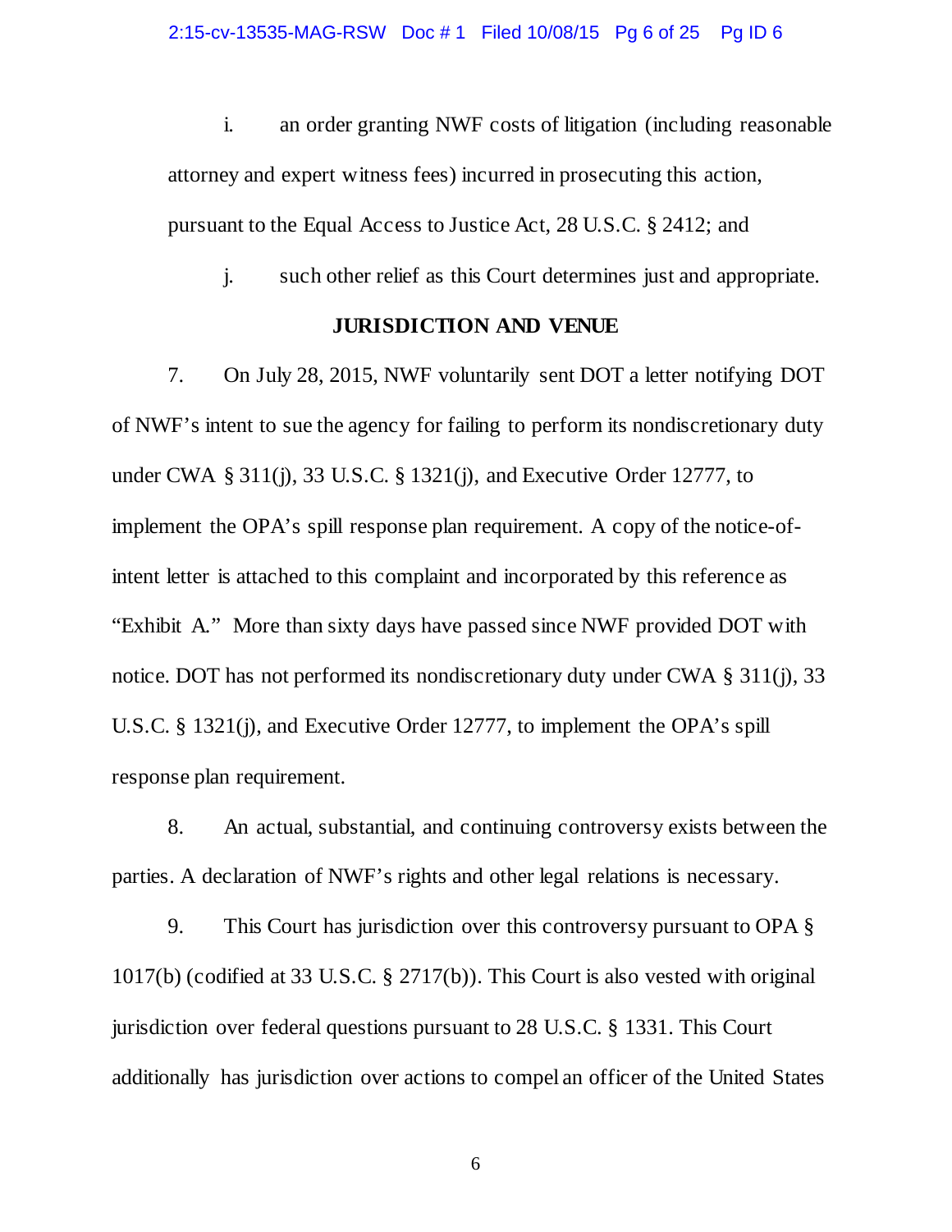i. an order granting NWF costs of litigation (including reasonable attorney and expert witness fees) incurred in prosecuting this action, pursuant to the Equal Access to Justice Act, 28 U.S.C. § 2412; and

j. such other relief as this Court determines just and appropriate.

## JURISDICTION AND VENUE

7. On July 28, 2015, NWF voluntarily sent DOT a letter notifying DOT of NWF's intent to sue the agency for failing to perform its nondiscretionary duty under CWA § 311(j), 33 U.S.C. § 1321(j), and Executive Order 12777, to implement the OPA's spill response plan requirement. A copy of the notice-of-intent letter is attached to this complaint and incorporated by this reference as "Exhibit A." More than sixty days have passed since NWF provided DOT with notice. DOT has not performed its nondiscretionary duty under CWA § 311(j), 33 U.S.C. § 1321(j), and Executive Order 12777, to implement the OPA's spill response plan requirement.

8. An actual, substantial, and continuing controversy exists between the parties. A declaration of NWF's rights and other legal relations is necessary.

9. This Court has jurisdiction over this controversy pursuant to OPA § 1017(b) (codified at 33 U.S.C. § 2717(b)). This Court is also vested with original jurisdiction over federal questions pursuant to 28 U.S.C. § 1331. This Court additionally has jurisdiction over actions to compel an officer of the United States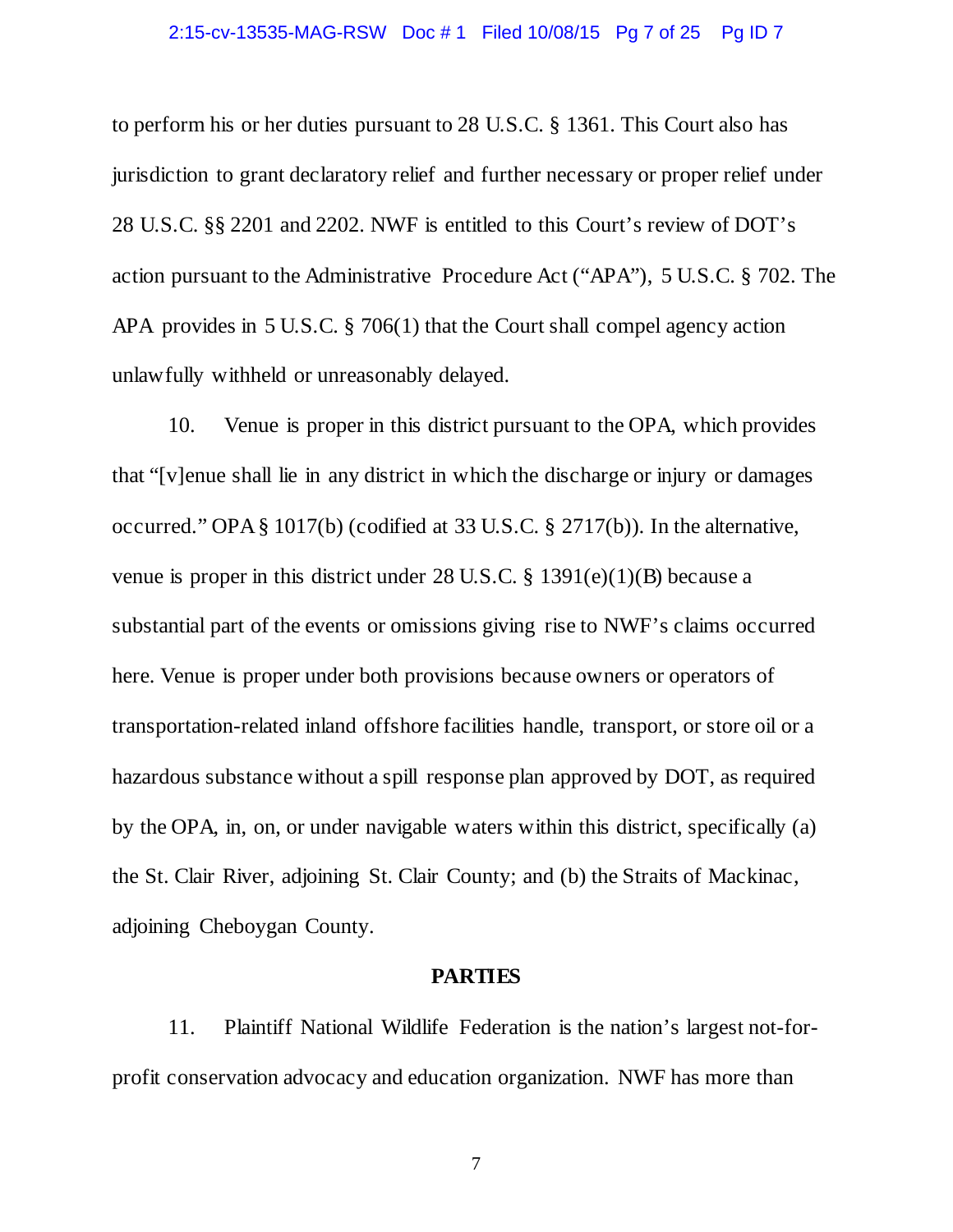to perform his or her duties pursuant to 28 U.S.C. § 1361. This Court also has jurisdiction to grant declaratory relief and further necessary or proper relief under 28 U.S.C. §§ 2201 and 2202. NWF is entitled to this Court's review of DOT's action pursuant to the Administrative Procedure Act ("APA"), 5 U.S.C. § 702. The APA provides in 5 U.S.C. § 706(1) that the Court shall compel agency action unlawfully withheld or unreasonably delayed.

10. Venue is proper in this district pursuant to the OPA, which provides that "[v]enue shall lie in any district in which the discharge or injury or damages occurred." OPA § 1017(b) (codified at 33 U.S.C. § 2717(b)). In the alternative, venue is proper in this district under 28 U.S.C. § 1391(e)(1)(B) because a substantial part of the events or omissions giving rise to NWF's claims occurred here. Venue is proper under both provisions because owners or operators of transportation-related inland offshore facilities handle, transport, or store oil or a hazardous substance without a spill response plan approved by DOT, as required by the OPA, in, on, or under navigable waters within this district, specifically (a) the St. Clair River, adjoining St. Clair County; and (b) the Straits of Mackinac, adjoining Cheboygan County.

## PARTIES

11. Plaintiff National Wildlife Federation is the nation's largest not-for-profit conservation advocacy and education organization. NWF has more than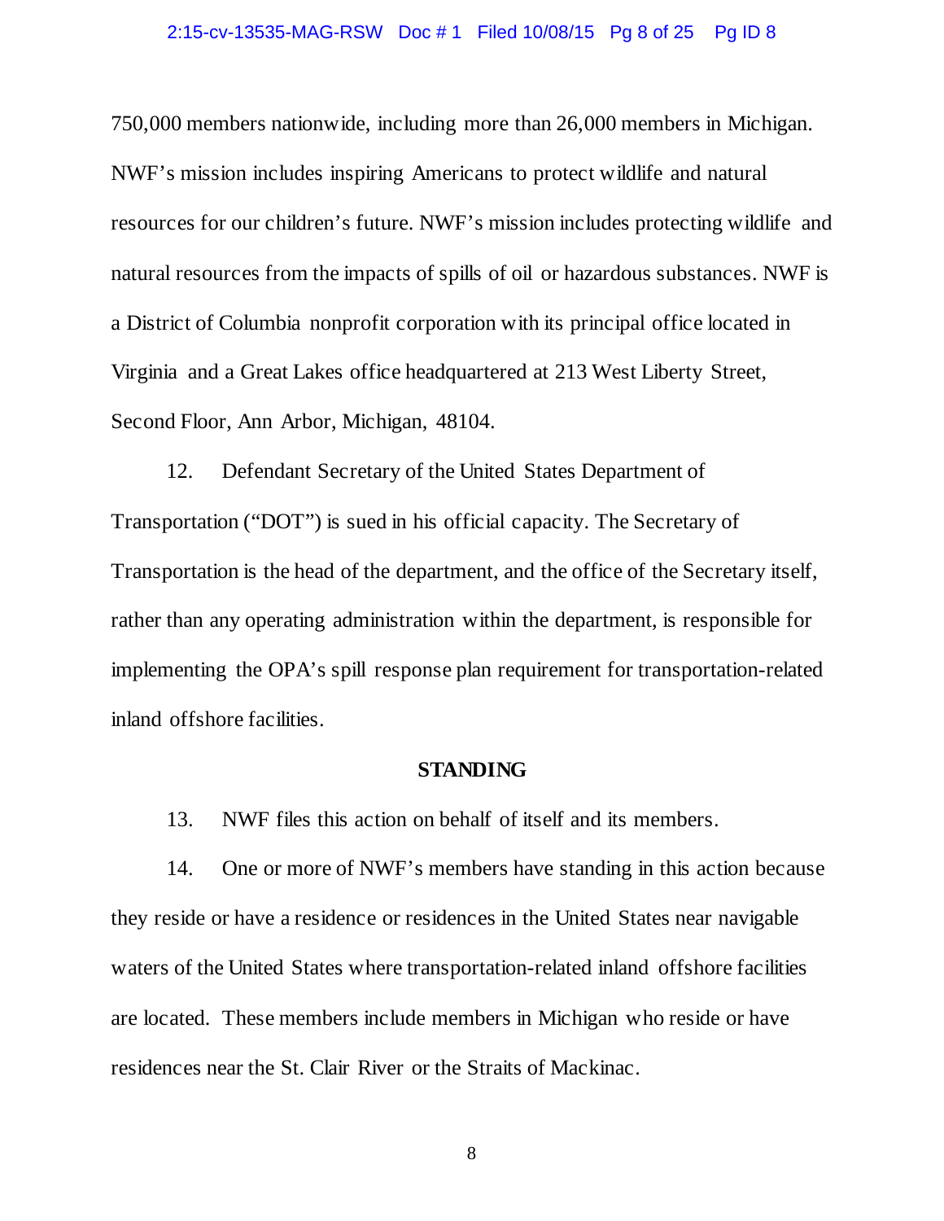750,000 members nationwide, including more than 26,000 members in Michigan. NWF's mission includes inspiring Americans to protect wildlife and natural resources for our children's future. NWF's mission includes protecting wildlife and natural resources from the impacts of spills of oil or hazardous substances. NWF is a District of Columbia nonprofit corporation with its principal office located in Virginia and a Great Lakes office headquartered at 213 West Liberty Street, Second Floor, Ann Arbor, Michigan, 48104.

12. Defendant Secretary of the United States Department of Transportation ("DOT") is sued in his official capacity. The Secretary of Transportation is the head of the department, and the office of the Secretary itself, rather than any operating administration within the department, is responsible for implementing the OPA's spill response plan requirement for transportation-related inland offshore facilities.

## STANDING

13. NWF files this action on behalf of itself and its members.

14. One or more of NWF's members have standing in this action because they reside or have a residence or residences in the United States near navigable waters of the United States where transportation-related inland offshore facilities are located. These members include members in Michigan who reside or have residences near the St. Clair River or the Straits of Mackinac.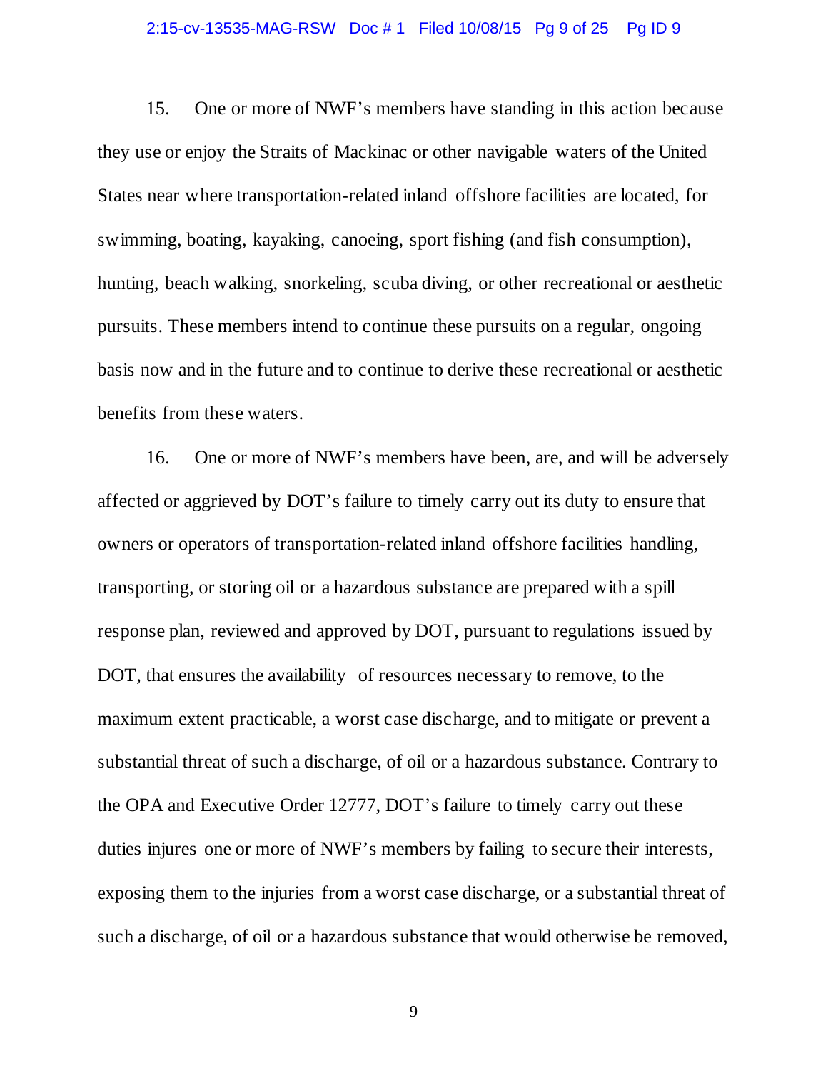15. One or more of NWF's members have standing in this action because they use or enjoy the Straits of Mackinac or other navigable waters of the United States near where transportation-related inland offshore facilities are located, for swimming, boating, kayaking, canoeing, sport fishing (and fish consumption), hunting, beach walking, snorkeling, scuba diving, or other recreational or aesthetic pursuits. These members intend to continue these pursuits on a regular, ongoing basis now and in the future and to continue to derive these recreational or aesthetic benefits from these waters.

16. One or more of NWF's members have been, are, and will be adversely affected or aggrieved by DOT's failure to timely carry out its duty to ensure that owners or operators of transportation-related inland offshore facilities handling, transporting, or storing oil or a hazardous substance are prepared with a spill response plan, reviewed and approved by DOT, pursuant to regulations issued by DOT, that ensures the availability of resources necessary to remove, to the maximum extent practicable, a worst case discharge, and to mitigate or prevent a substantial threat of such a discharge, of oil or a hazardous substance. Contrary to the OPA and Executive Order 12777, DOT's failure to timely carry out these duties injures one or more of NWF's members by failing to secure their interests, exposing them to the injuries from a worst case discharge, or a substantial threat of such a discharge, of oil or a hazardous substance that would otherwise be removed,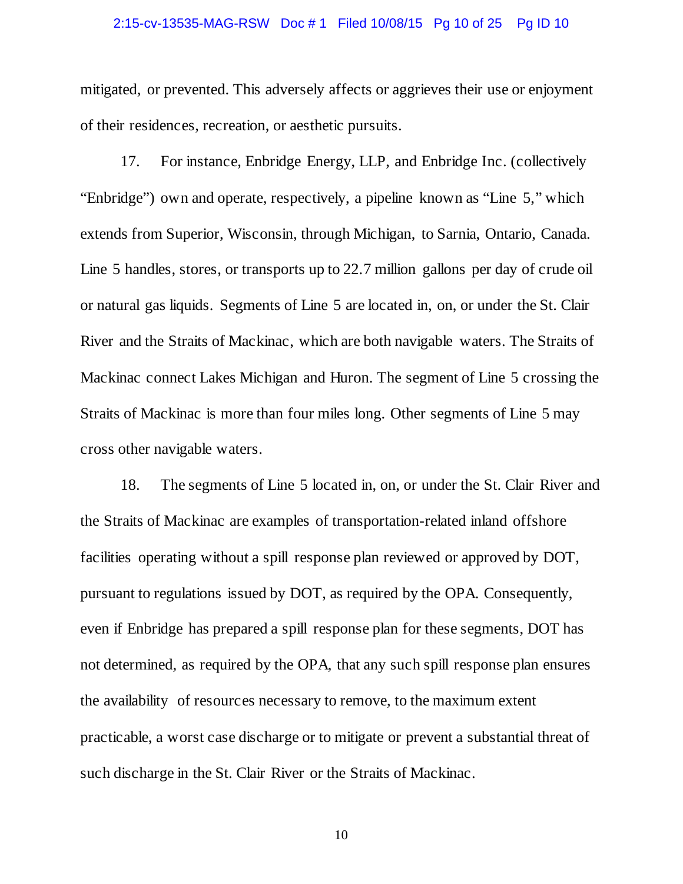mitigated, or prevented. This adversely affects or aggrieves their use or enjoyment of their residences, recreation, or aesthetic pursuits.

17. For instance, Enbridge Energy, LLP, and Enbridge Inc. (collectively "Enbridge") own and operate, respectively, a pipeline known as "Line 5," which extends from Superior, Wisconsin, through Michigan, to Sarnia, Ontario, Canada. Line 5 handles, stores, or transports up to 22.7 million gallons per day of crude oil or natural gas liquids. Segments of Line 5 are located in, on, or under the St. Clair River and the Straits of Mackinac, which are both navigable waters. The Straits of Mackinac connect Lakes Michigan and Huron. The segment of Line 5 crossing the Straits of Mackinac is more than four miles long. Other segments of Line 5 may cross other navigable waters.

18. The segments of Line 5 located in, on, or under the St. Clair River and the Straits of Mackinac are examples of transportation-related inland offshore facilities operating without a spill response plan reviewed or approved by DOT, pursuant to regulations issued by DOT, as required by the OPA. Consequently, even if Enbridge has prepared a spill response plan for these segments, DOT has not determined, as required by the OPA, that any such spill response plan ensures the availability of resources necessary to remove, to the maximum extent practicable, a worst case discharge or to mitigate or prevent a substantial threat of such discharge in the St. Clair River or the Straits of Mackinac.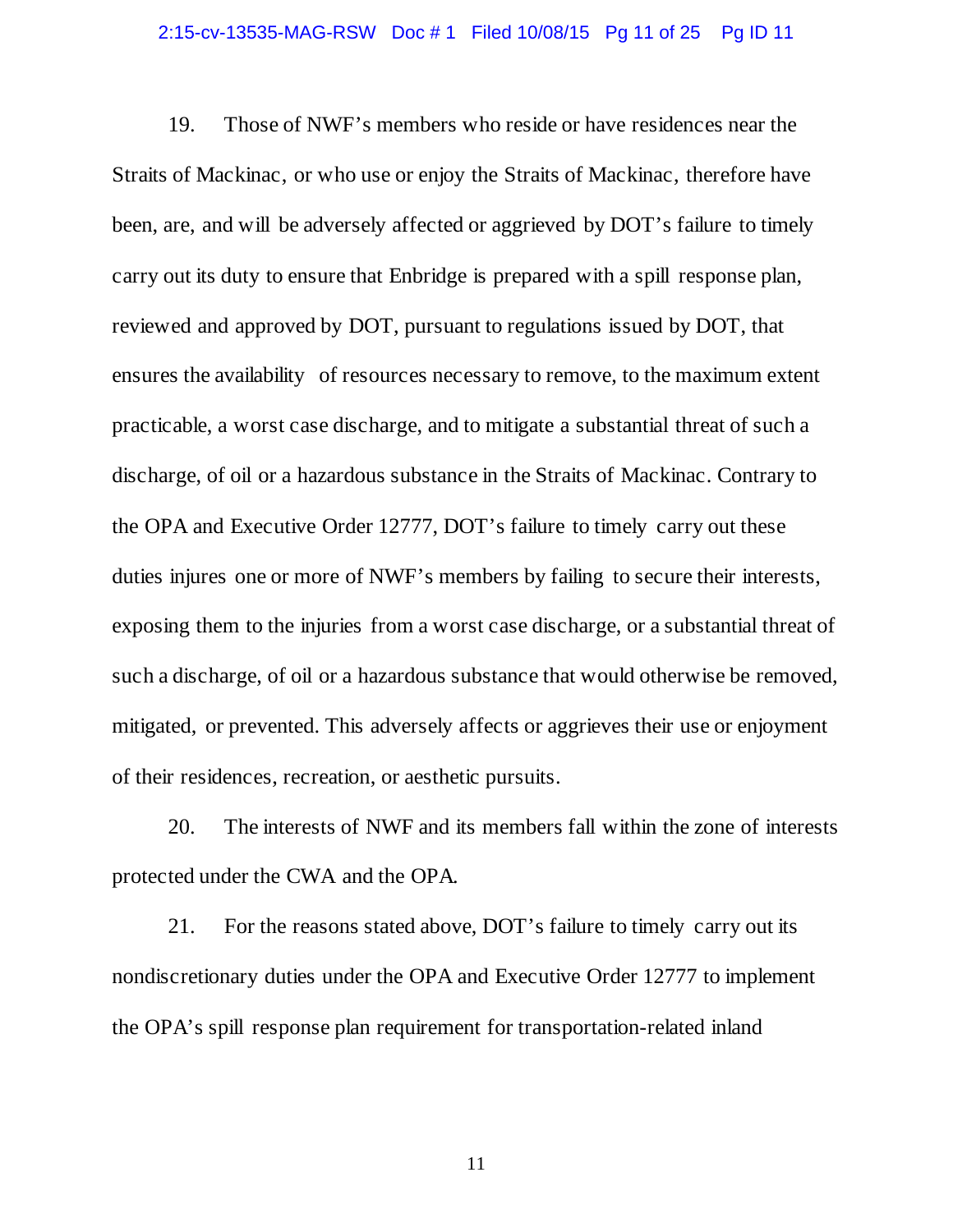19. Those of NWF's members who reside or have residences near the Straits of Mackinac, or who use or enjoy the Straits of Mackinac, therefore have been, are, and will be adversely affected or aggrieved by DOT's failure to timely carry out its duty to ensure that Enbridge is prepared with a spill response plan, reviewed and approved by DOT, pursuant to regulations issued by DOT, that ensures the availability of resources necessary to remove, to the maximum extent practicable, a worst case discharge, and to mitigate a substantial threat of such a discharge, of oil or a hazardous substance in the Straits of Mackinac. Contrary to the OPA and Executive Order 12777, DOT's failure to timely carry out these duties injures one or more of NWF's members by failing to secure their interests, exposing them to the injuries from a worst case discharge, or a substantial threat of such a discharge, of oil or a hazardous substance that would otherwise be removed, mitigated, or prevented. This adversely affects or aggrieves their use or enjoyment of their residences, recreation, or aesthetic pursuits.

20. The interests of NWF and its members fall within the zone of interests protected under the CWA and the OPA.

21. For the reasons stated above, DOT's failure to timely carry out its nondiscretionary duties under the OPA and Executive Order 12777 to implement the OPA's spill response plan requirement for transportation-related inland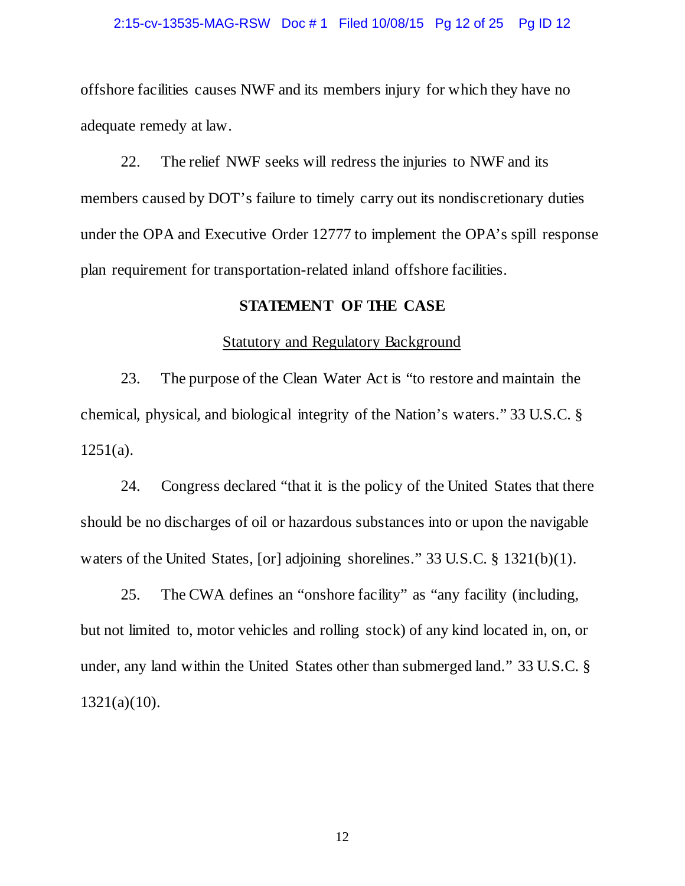offshore facilities causes NWF and its members injury for which they have no adequate remedy at law.

22. The relief NWF seeks will redress the injuries to NWF and its members caused by DOT's failure to timely carry out its nondiscretionary duties under the OPA and Executive Order 12777 to implement the OPA's spill response plan requirement for transportation-related inland offshore facilities.

## STATEMENT OF THE CASE

### Statutory and Regulatory Background

23. The purpose of the Clean Water Act is "to restore and maintain the chemical, physical, and biological integrity of the Nation's waters." 33 U.S.C. § 1251(a).

24. Congress declared "that it is the policy of the United States that there should be no discharges of oil or hazardous substances into or upon the navigable waters of the United States, [or] adjoining shorelines." 33 U.S.C. § 1321(b)(1).

25. The CWA defines an "onshore facility" as "any facility (including, but not limited to, motor vehicles and rolling stock) of any kind located in, on, or under, any land within the United States other than submerged land." 33 U.S.C. § 1321(a)(10).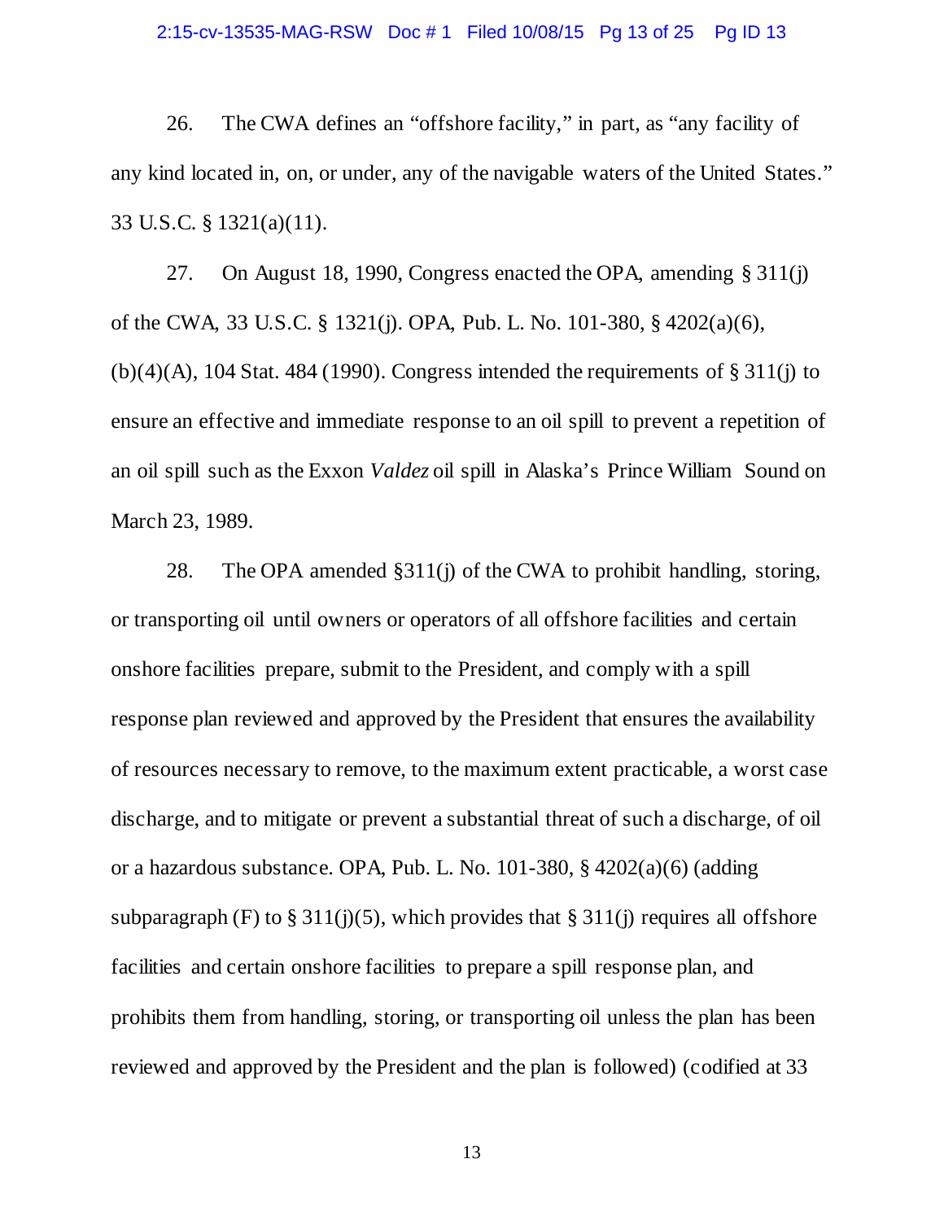26. The CWA defines an "offshore facility," in part, as "any facility of any kind located in, on, or under, any of the navigable waters of the United States." 33 U.S.C. § 1321(a)(11).

27. On August 18, 1990, Congress enacted the OPA, amending § 311(j) of the CWA, 33 U.S.C. § 1321(j). OPA, Pub. L. No. 101-380, § 4202(a)(6), (b)(4)(A), 104 Stat. 484 (1990). Congress intended the requirements of § 311(j) to ensure an effective and immediate response to an oil spill to prevent a repetition of an oil spill such as the Exxon *Valdez* oil spill in Alaska's Prince William Sound on March 23, 1989.

28. The OPA amended §311(j) of the CWA to prohibit handling, storing, or transporting oil until owners or operators of all offshore facilities and certain onshore facilities prepare, submit to the President, and comply with a spill response plan reviewed and approved by the President that ensures the availability of resources necessary to remove, to the maximum extent practicable, a worst case discharge, and to mitigate or prevent a substantial threat of such a discharge, of oil or a hazardous substance. OPA, Pub. L. No. 101-380, § 4202(a)(6) (adding subparagraph (F) to § 311(j)(5), which provides that § 311(j) requires all offshore facilities and certain onshore facilities to prepare a spill response plan, and prohibits them from handling, storing, or transporting oil unless the plan has been reviewed and approved by the President and the plan is followed) (codified at 33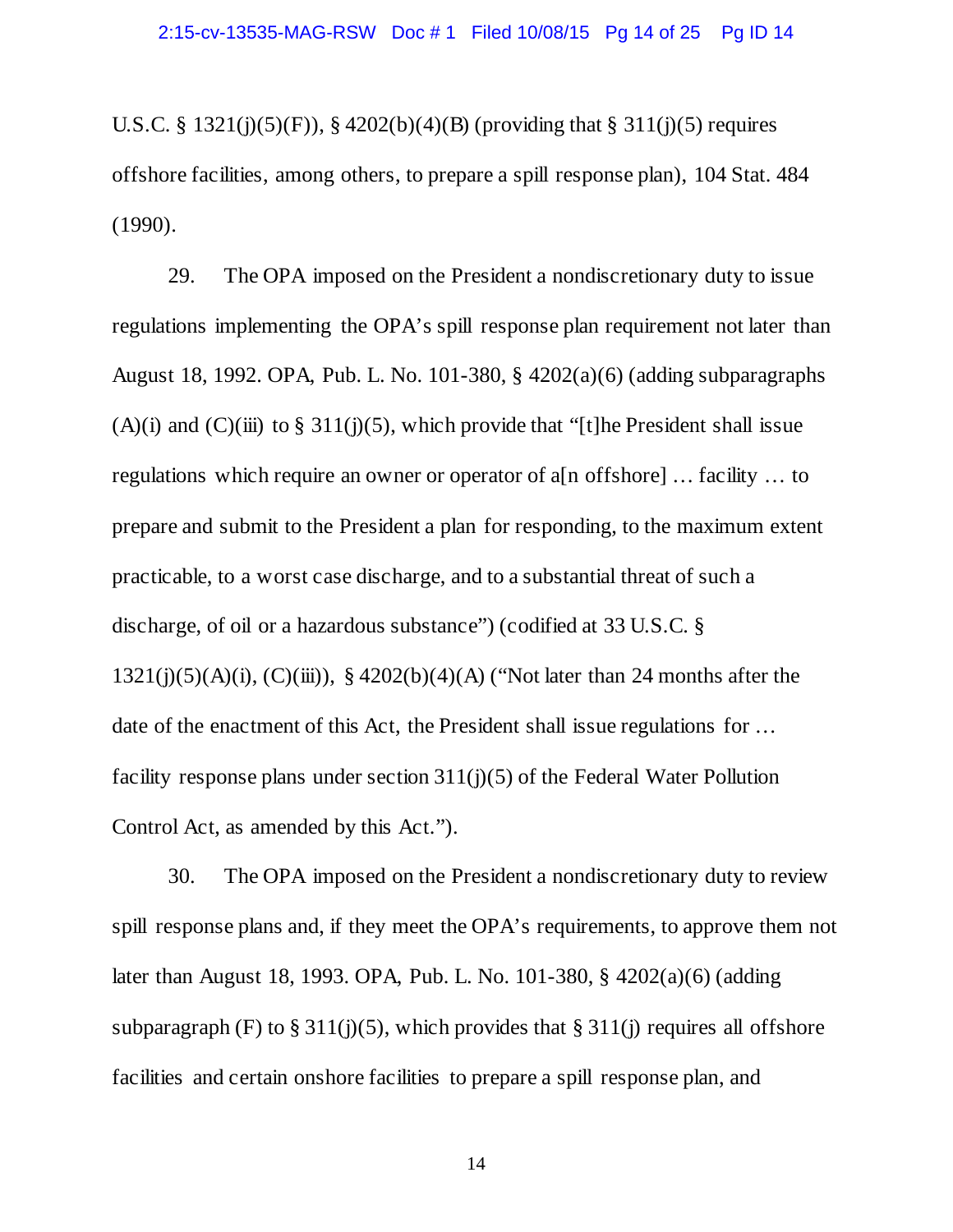U.S.C. § 1321(j)(5)(F)), § 4202(b)(4)(B) (providing that § 311(j)(5) requires offshore facilities, among others, to prepare a spill response plan), 104 Stat. 484 (1990).

29. The OPA imposed on the President a nondiscretionary duty to issue regulations implementing the OPA's spill response plan requirement not later than August 18, 1992. OPA, Pub. L. No. 101-380, § 4202(a)(6) (adding subparagraphs (A)(i) and (C)(iii) to § 311(j)(5), which provide that "[t]he President shall issue regulations which require an owner or operator of a[n offshore] … facility … to prepare and submit to the President a plan for responding, to the maximum extent practicable, to a worst case discharge, and to a substantial threat of such a discharge, of oil or a hazardous substance") (codified at 33 U.S.C. § 1321(j)(5)(A)(i), (C)(iii)), § 4202(b)(4)(A) ("Not later than 24 months after the date of the enactment of this Act, the President shall issue regulations for … facility response plans under section 311(j)(5) of the Federal Water Pollution Control Act, as amended by this Act.").

30. The OPA imposed on the President a nondiscretionary duty to review spill response plans and, if they meet the OPA's requirements, to approve them not later than August 18, 1993. OPA, Pub. L. No. 101-380, § 4202(a)(6) (adding subparagraph (F) to § 311(j)(5), which provides that § 311(j) requires all offshore facilities and certain onshore facilities to prepare a spill response plan, and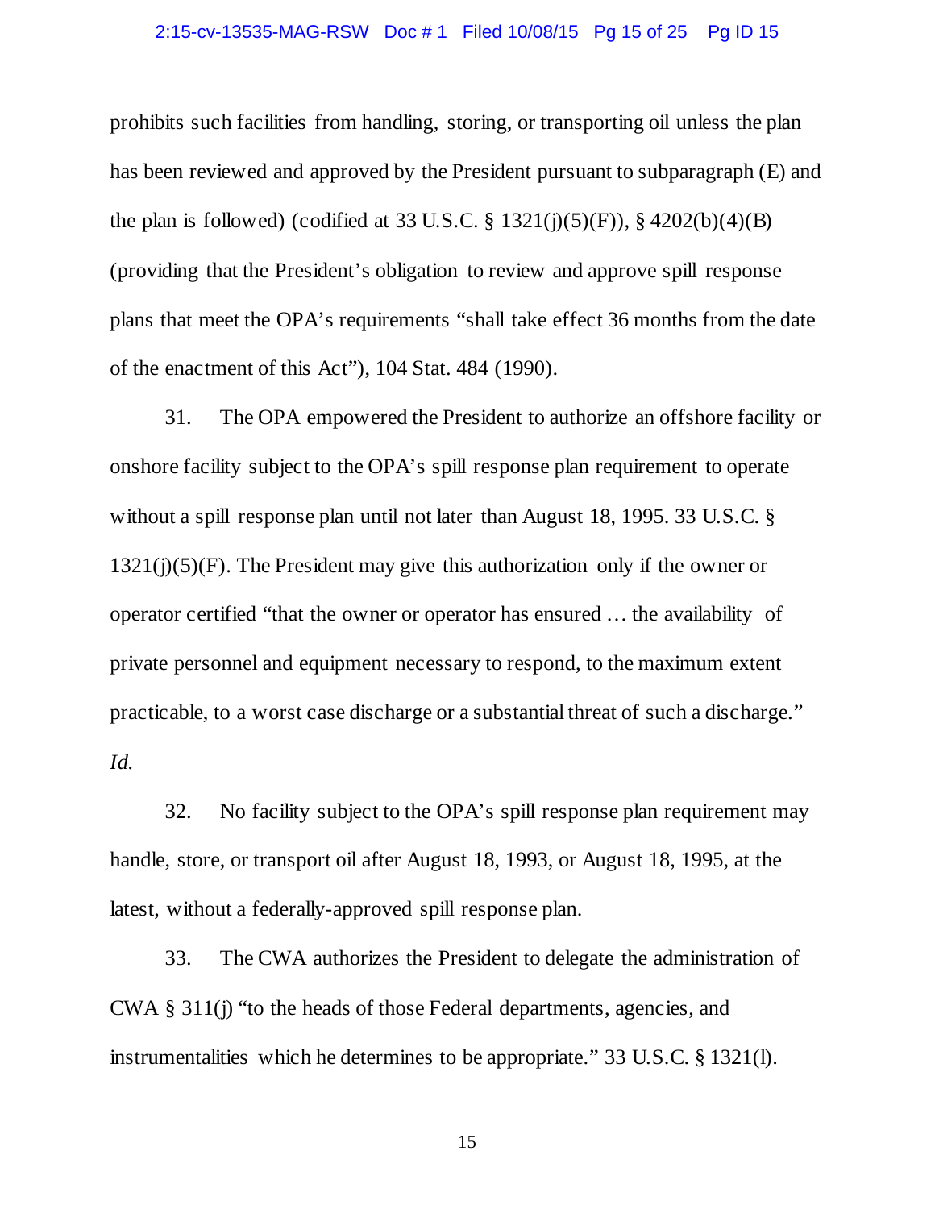prohibits such facilities from handling, storing, or transporting oil unless the plan has been reviewed and approved by the President pursuant to subparagraph (E) and the plan is followed) (codified at 33 U.S.C. § 1321(j)(5)(F)), § 4202(b)(4)(B) (providing that the President's obligation to review and approve spill response plans that meet the OPA's requirements "shall take effect 36 months from the date of the enactment of this Act"), 104 Stat. 484 (1990).

31. The OPA empowered the President to authorize an offshore facility or onshore facility subject to the OPA's spill response plan requirement to operate without a spill response plan until not later than August 18, 1995. 33 U.S.C. § 1321(j)(5)(F). The President may give this authorization only if the owner or operator certified "that the owner or operator has ensured … the availability of private personnel and equipment necessary to respond, to the maximum extent practicable, to a worst case discharge or a substantial threat of such a discharge." *Id.*

32. No facility subject to the OPA's spill response plan requirement may handle, store, or transport oil after August 18, 1993, or August 18, 1995, at the latest, without a federally-approved spill response plan.

33. The CWA authorizes the President to delegate the administration of CWA § 311(j) "to the heads of those Federal departments, agencies, and instrumentalities which he determines to be appropriate." 33 U.S.C. § 1321(l).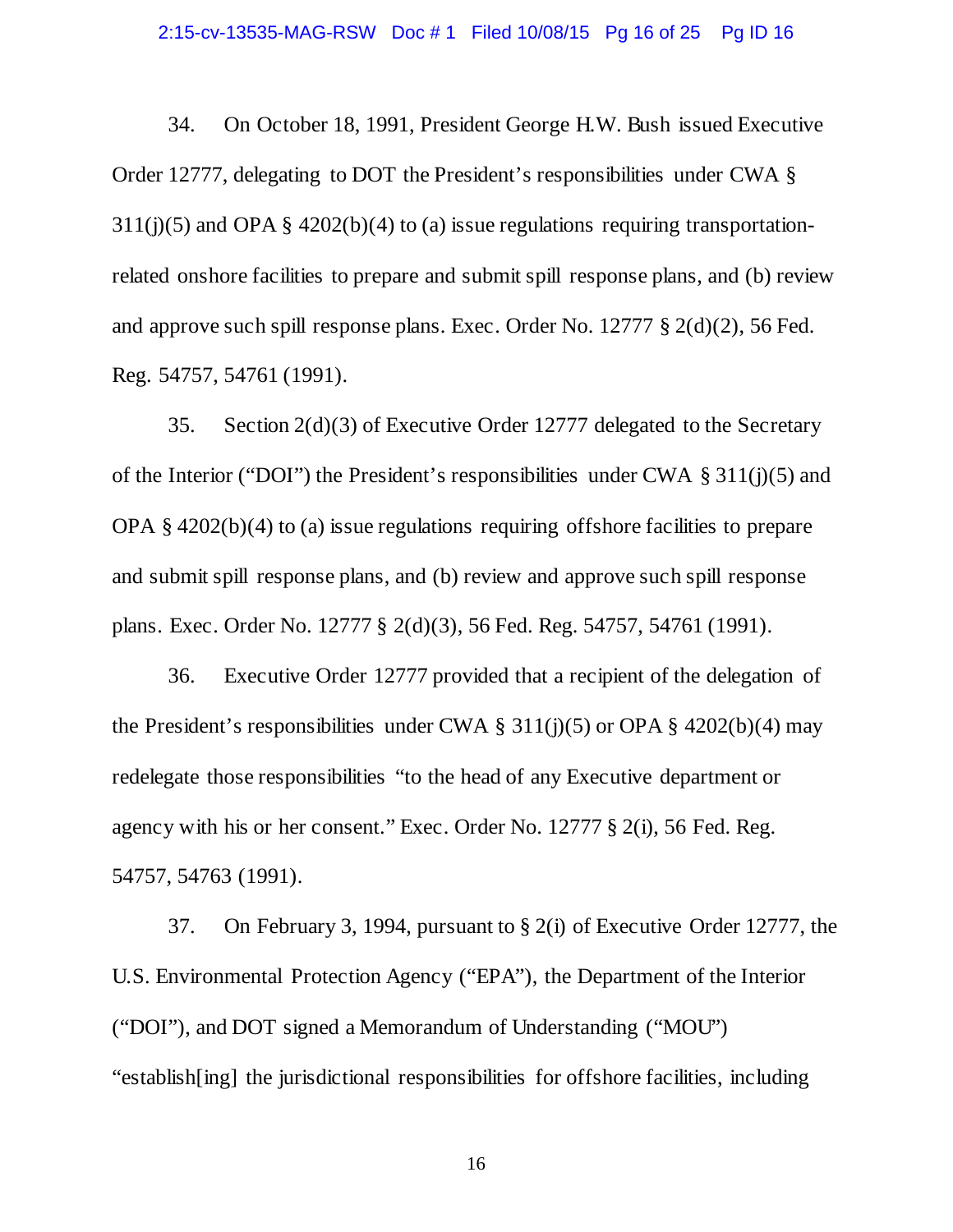34. On October 18, 1991, President George H.W. Bush issued Executive Order 12777, delegating to DOT the President's responsibilities under CWA § 311(j)(5) and OPA § 4202(b)(4) to (a) issue regulations requiring transportation-related onshore facilities to prepare and submit spill response plans, and (b) review and approve such spill response plans. Exec. Order No. 12777 § 2(d)(2), 56 Fed. Reg. 54757, 54761 (1991).

35. Section 2(d)(3) of Executive Order 12777 delegated to the Secretary of the Interior ("DOI") the President's responsibilities under CWA § 311(j)(5) and OPA § 4202(b)(4) to (a) issue regulations requiring offshore facilities to prepare and submit spill response plans, and (b) review and approve such spill response plans. Exec. Order No. 12777 § 2(d)(3), 56 Fed. Reg. 54757, 54761 (1991).

36. Executive Order 12777 provided that a recipient of the delegation of the President's responsibilities under CWA § 311(j)(5) or OPA § 4202(b)(4) may redelegate those responsibilities "to the head of any Executive department or agency with his or her consent." Exec. Order No. 12777 § 2(i), 56 Fed. Reg. 54757, 54763 (1991).

37. On February 3, 1994, pursuant to § 2(i) of Executive Order 12777, the U.S. Environmental Protection Agency ("EPA"), the Department of the Interior ("DOI"), and DOT signed a Memorandum of Understanding ("MOU") "establish[ing] the jurisdictional responsibilities for offshore facilities, including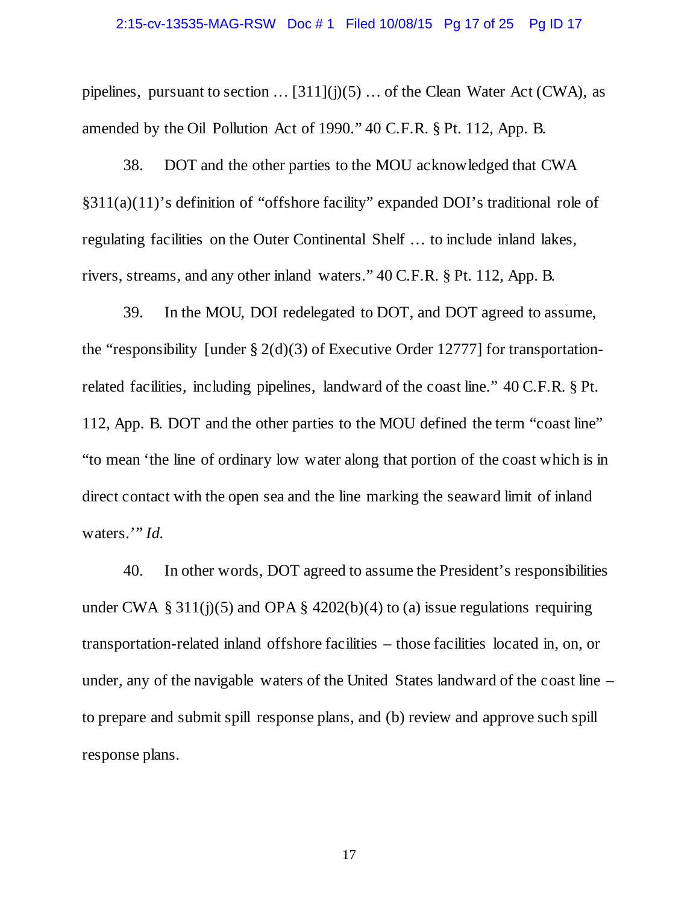pipelines, pursuant to section … [311](j)(5) … of the Clean Water Act (CWA), as amended by the Oil Pollution Act of 1990." 40 C.F.R. § Pt. 112, App. B.

38. DOT and the other parties to the MOU acknowledged that CWA §311(a)(11)'s definition of "offshore facility" expanded DOI's traditional role of regulating facilities on the Outer Continental Shelf … to include inland lakes, rivers, streams, and any other inland waters." 40 C.F.R. § Pt. 112, App. B.

39. In the MOU, DOI redelegated to DOT, and DOT agreed to assume, the "responsibility [under § 2(d)(3) of Executive Order 12777] for transportation-related facilities, including pipelines, landward of the coast line." 40 C.F.R. § Pt. 112, App. B. DOT and the other parties to the MOU defined the term "coast line" "to mean 'the line of ordinary low water along that portion of the coast which is in direct contact with the open sea and the line marking the seaward limit of inland waters.'" *Id.*

40. In other words, DOT agreed to assume the President's responsibilities under CWA § 311(j)(5) and OPA § 4202(b)(4) to (a) issue regulations requiring transportation-related inland offshore facilities – those facilities located in, on, or under, any of the navigable waters of the United States landward of the coast line – to prepare and submit spill response plans, and (b) review and approve such spill response plans.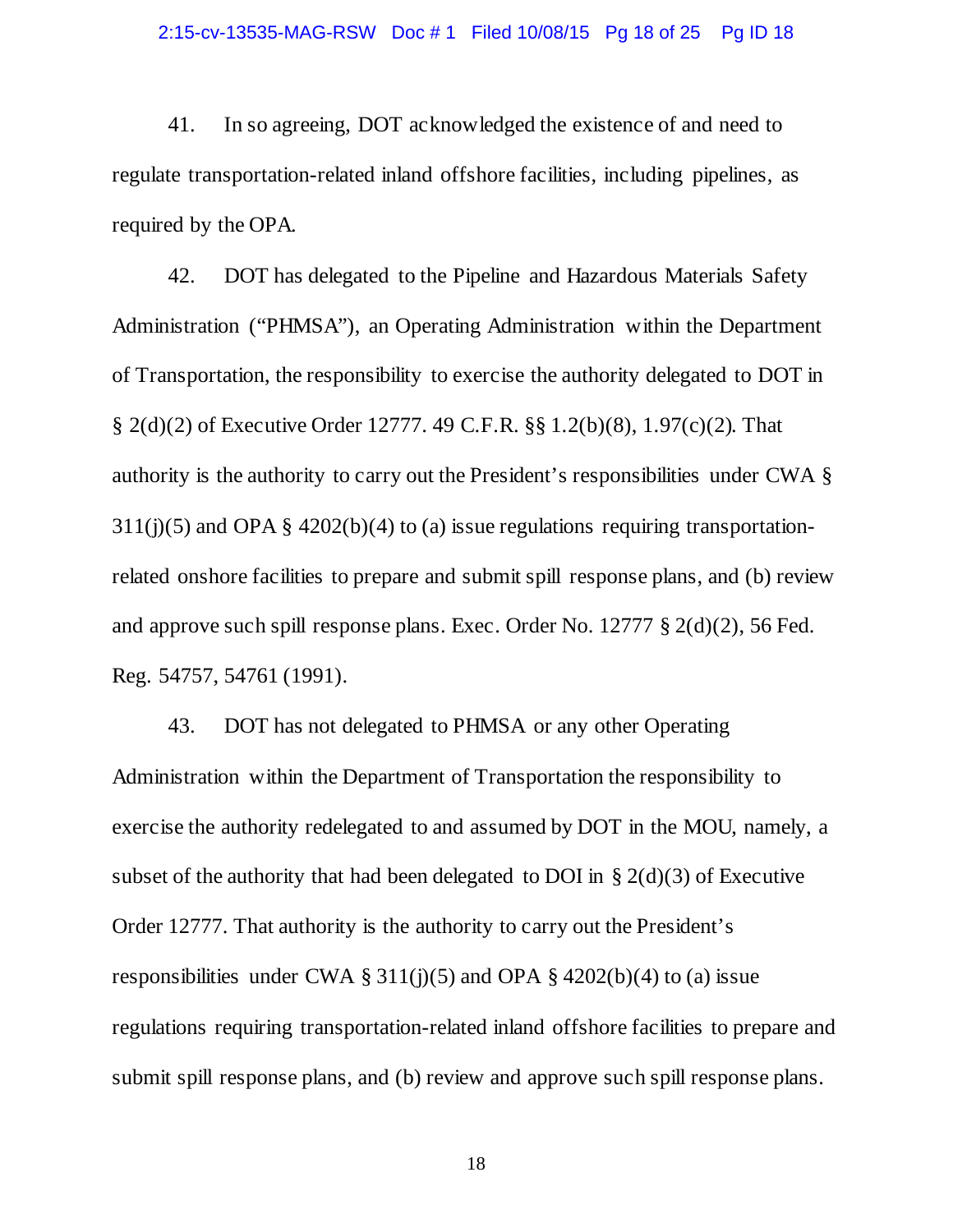41. In so agreeing, DOT acknowledged the existence of and need to regulate transportation-related inland offshore facilities, including pipelines, as required by the OPA.

42. DOT has delegated to the Pipeline and Hazardous Materials Safety Administration ("PHMSA"), an Operating Administration within the Department of Transportation, the responsibility to exercise the authority delegated to DOT in § 2(d)(2) of Executive Order 12777. 49 C.F.R. §§ 1.2(b)(8), 1.97(c)(2). That authority is the authority to carry out the President's responsibilities under CWA § 311(j)(5) and OPA § 4202(b)(4) to (a) issue regulations requiring transportation-related onshore facilities to prepare and submit spill response plans, and (b) review and approve such spill response plans. Exec. Order No. 12777 § 2(d)(2), 56 Fed. Reg. 54757, 54761 (1991).

43. DOT has not delegated to PHMSA or any other Operating Administration within the Department of Transportation the responsibility to exercise the authority redelegated to and assumed by DOT in the MOU, namely, a subset of the authority that had been delegated to DOI in § 2(d)(3) of Executive Order 12777. That authority is the authority to carry out the President's responsibilities under CWA § 311(j)(5) and OPA § 4202(b)(4) to (a) issue regulations requiring transportation-related inland offshore facilities to prepare and submit spill response plans, and (b) review and approve such spill response plans.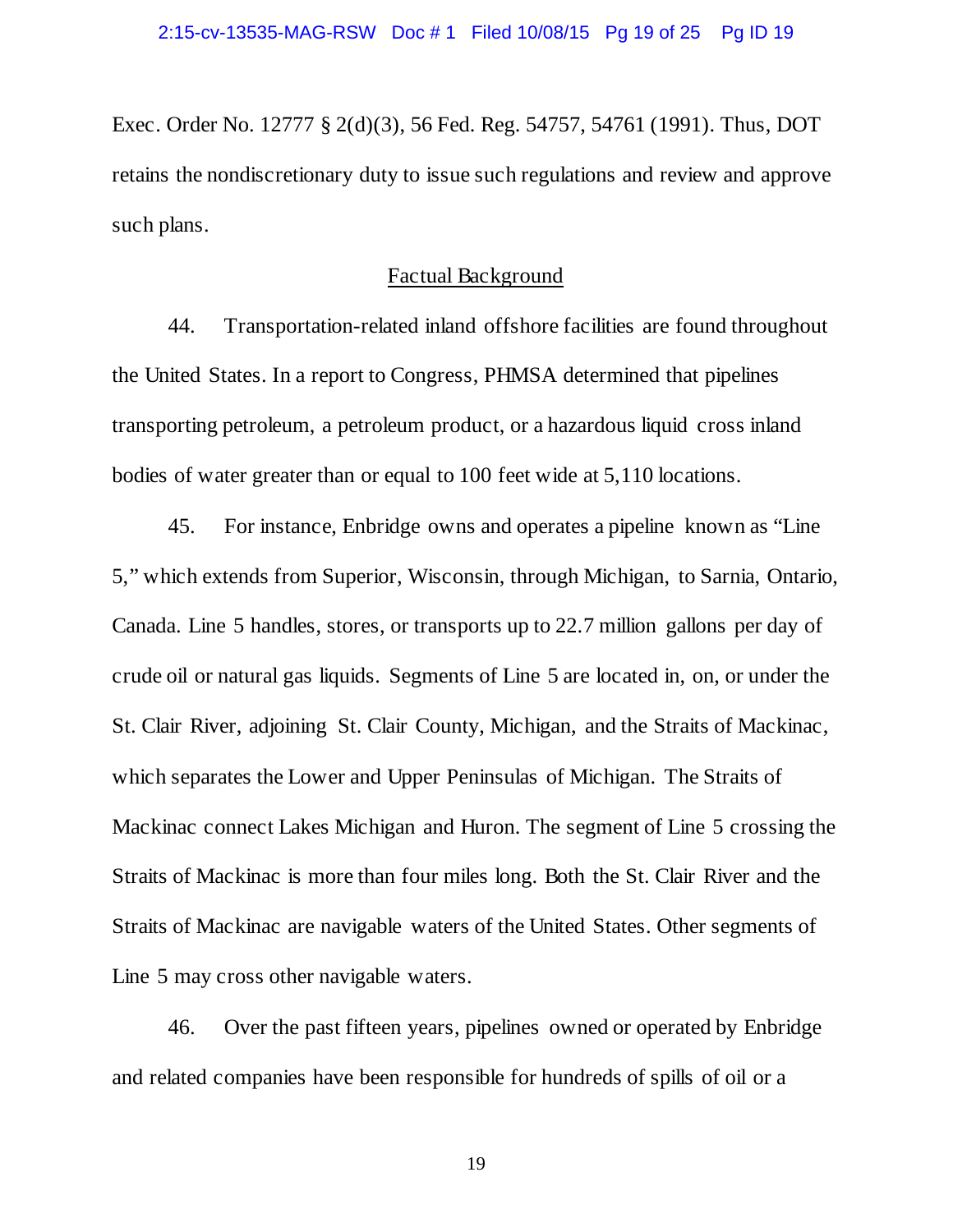Exec. Order No. 12777 § 2(d)(3), 56 Fed. Reg. 54757, 54761 (1991). Thus, DOT retains the nondiscretionary duty to issue such regulations and review and approve such plans.

## Factual Background

44. Transportation-related inland offshore facilities are found throughout the United States. In a report to Congress, PHMSA determined that pipelines transporting petroleum, a petroleum product, or a hazardous liquid cross inland bodies of water greater than or equal to 100 feet wide at 5,110 locations.

45. For instance, Enbridge owns and operates a pipeline known as "Line 5," which extends from Superior, Wisconsin, through Michigan, to Sarnia, Ontario, Canada. Line 5 handles, stores, or transports up to 22.7 million gallons per day of crude oil or natural gas liquids. Segments of Line 5 are located in, on, or under the St. Clair River, adjoining St. Clair County, Michigan, and the Straits of Mackinac, which separates the Lower and Upper Peninsulas of Michigan. The Straits of Mackinac connect Lakes Michigan and Huron. The segment of Line 5 crossing the Straits of Mackinac is more than four miles long. Both the St. Clair River and the Straits of Mackinac are navigable waters of the United States. Other segments of Line 5 may cross other navigable waters.

46. Over the past fifteen years, pipelines owned or operated by Enbridge and related companies have been responsible for hundreds of spills of oil or a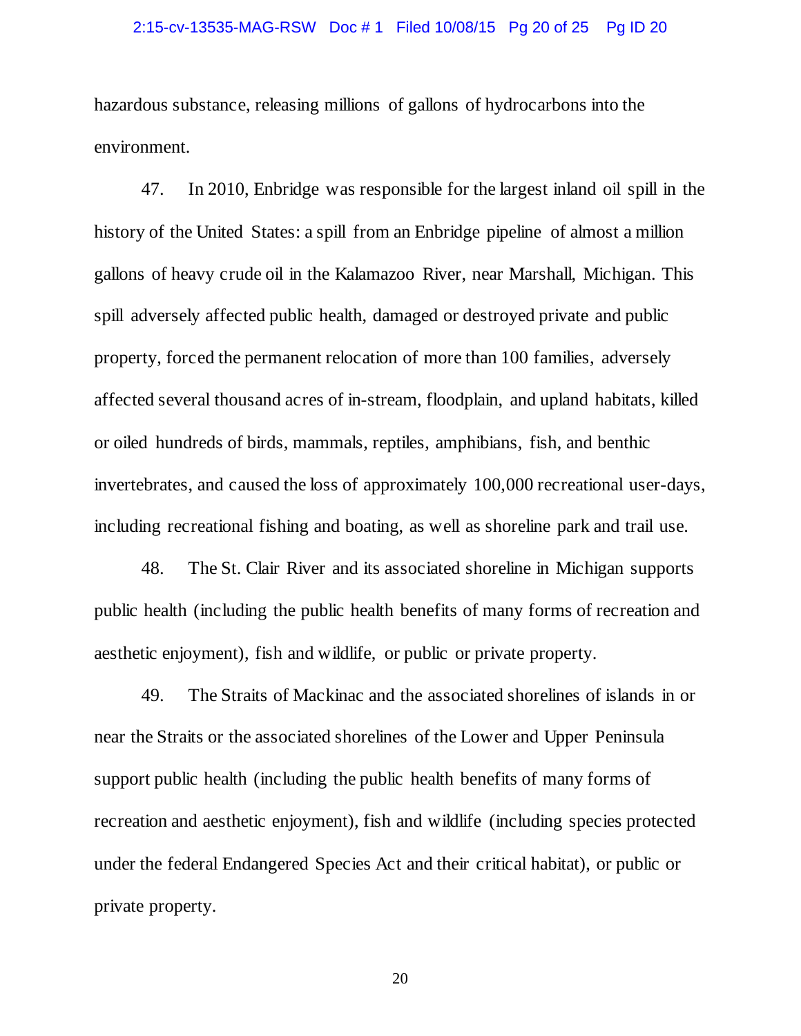hazardous substance, releasing millions of gallons of hydrocarbons into the environment.

47. In 2010, Enbridge was responsible for the largest inland oil spill in the history of the United States: a spill from an Enbridge pipeline of almost a million gallons of heavy crude oil in the Kalamazoo River, near Marshall, Michigan. This spill adversely affected public health, damaged or destroyed private and public property, forced the permanent relocation of more than 100 families, adversely affected several thousand acres of in-stream, floodplain, and upland habitats, killed or oiled hundreds of birds, mammals, reptiles, amphibians, fish, and benthic invertebrates, and caused the loss of approximately 100,000 recreational user-days, including recreational fishing and boating, as well as shoreline park and trail use.

48. The St. Clair River and its associated shoreline in Michigan supports public health (including the public health benefits of many forms of recreation and aesthetic enjoyment), fish and wildlife, or public or private property.

49. The Straits of Mackinac and the associated shorelines of islands in or near the Straits or the associated shorelines of the Lower and Upper Peninsula support public health (including the public health benefits of many forms of recreation and aesthetic enjoyment), fish and wildlife (including species protected under the federal Endangered Species Act and their critical habitat), or public or private property.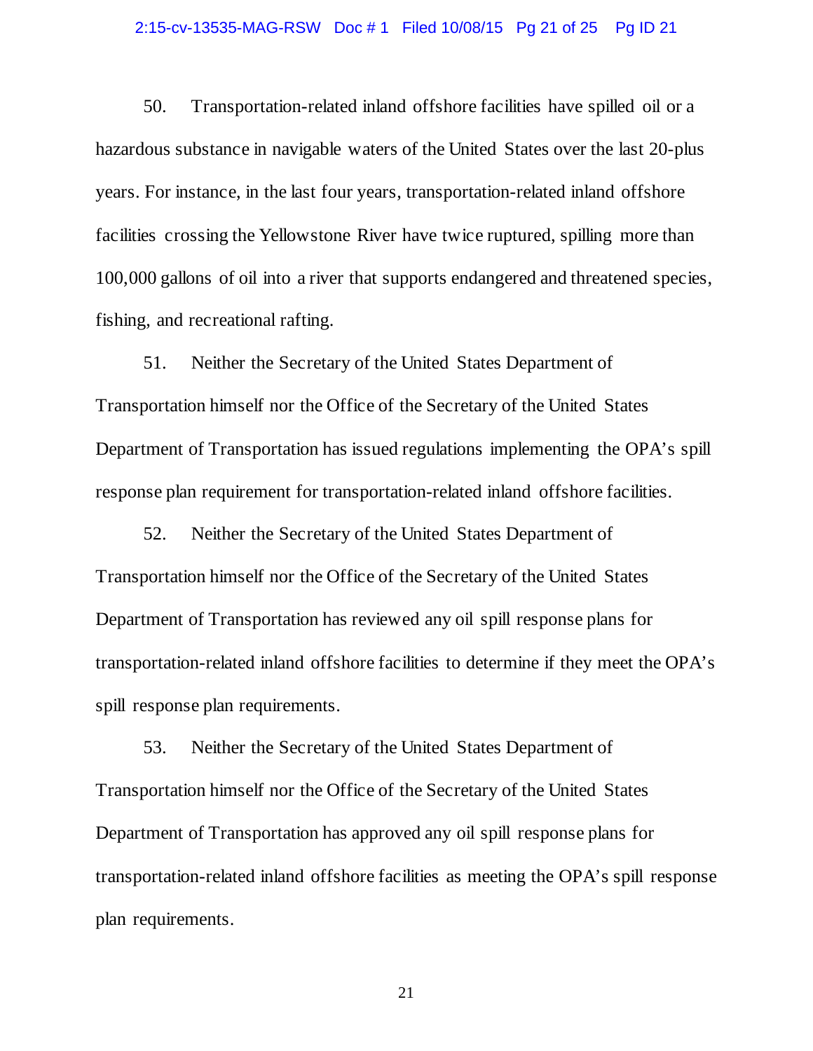50. Transportation-related inland offshore facilities have spilled oil or a hazardous substance in navigable waters of the United States over the last 20-plus years. For instance, in the last four years, transportation-related inland offshore facilities crossing the Yellowstone River have twice ruptured, spilling more than 100,000 gallons of oil into a river that supports endangered and threatened species, fishing, and recreational rafting.

51. Neither the Secretary of the United States Department of Transportation himself nor the Office of the Secretary of the United States Department of Transportation has issued regulations implementing the OPA's spill response plan requirement for transportation-related inland offshore facilities.

52. Neither the Secretary of the United States Department of Transportation himself nor the Office of the Secretary of the United States Department of Transportation has reviewed any oil spill response plans for transportation-related inland offshore facilities to determine if they meet the OPA's spill response plan requirements.

53. Neither the Secretary of the United States Department of Transportation himself nor the Office of the Secretary of the United States Department of Transportation has approved any oil spill response plans for transportation-related inland offshore facilities as meeting the OPA's spill response plan requirements.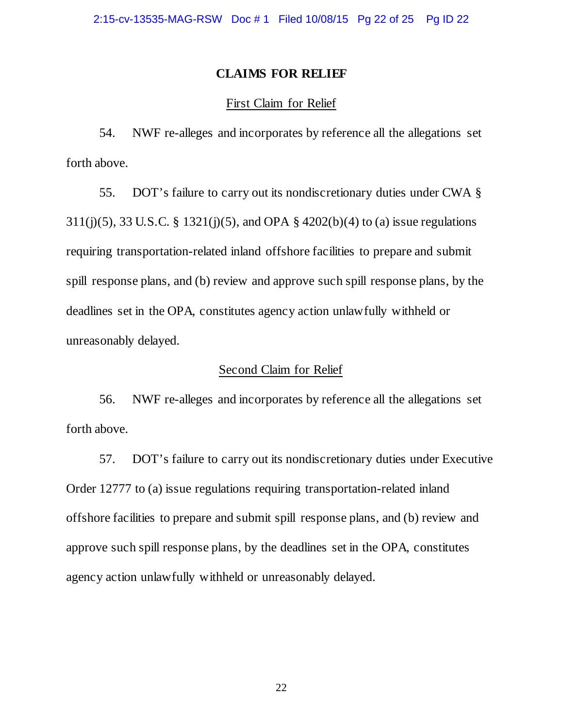## CLAIMS FOR RELIEF

### First Claim for Relief

54. NWF re-alleges and incorporates by reference all the allegations set forth above.

55. DOT's failure to carry out its nondiscretionary duties under CWA § 311(j)(5), 33 U.S.C. § 1321(j)(5), and OPA § 4202(b)(4) to (a) issue regulations requiring transportation-related inland offshore facilities to prepare and submit spill response plans, and (b) review and approve such spill response plans, by the deadlines set in the OPA, constitutes agency action unlawfully withheld or unreasonably delayed.

### Second Claim for Relief

56. NWF re-alleges and incorporates by reference all the allegations set forth above.

57. DOT's failure to carry out its nondiscretionary duties under Executive Order 12777 to (a) issue regulations requiring transportation-related inland offshore facilities to prepare and submit spill response plans, and (b) review and approve such spill response plans, by the deadlines set in the OPA, constitutes agency action unlawfully withheld or unreasonably delayed.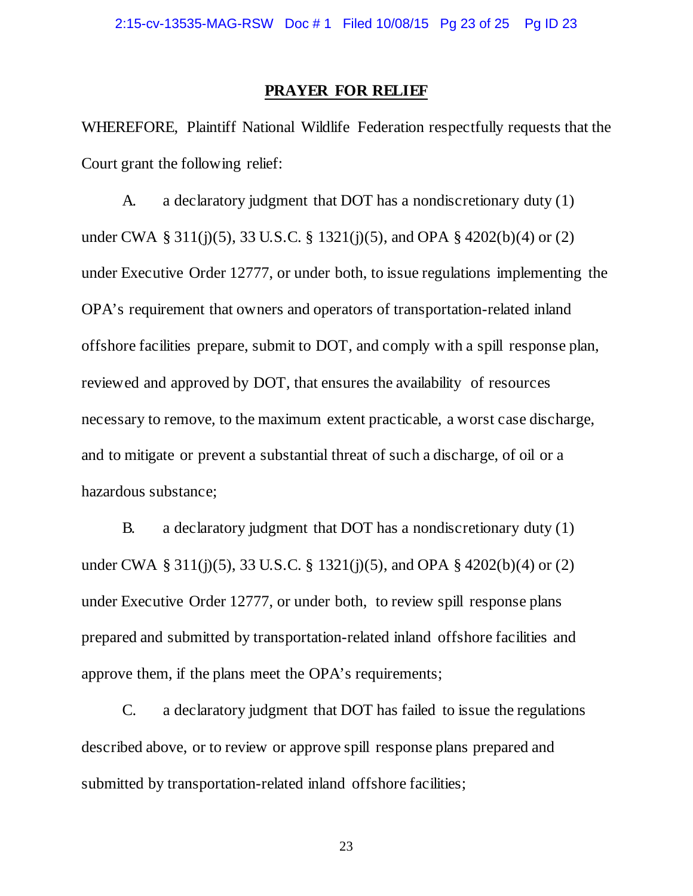## PRAYER FOR RELIEF

WHEREFORE, Plaintiff National Wildlife Federation respectfully requests that the Court grant the following relief:

A. a declaratory judgment that DOT has a nondiscretionary duty (1) under CWA § 311(j)(5), 33 U.S.C. § 1321(j)(5), and OPA § 4202(b)(4) or (2) under Executive Order 12777, or under both, to issue regulations implementing the OPA's requirement that owners and operators of transportation-related inland offshore facilities prepare, submit to DOT, and comply with a spill response plan, reviewed and approved by DOT, that ensures the availability of resources necessary to remove, to the maximum extent practicable, a worst case discharge, and to mitigate or prevent a substantial threat of such a discharge, of oil or a hazardous substance;

B. a declaratory judgment that DOT has a nondiscretionary duty (1) under CWA § 311(j)(5), 33 U.S.C. § 1321(j)(5), and OPA § 4202(b)(4) or (2) under Executive Order 12777, or under both, to review spill response plans prepared and submitted by transportation-related inland offshore facilities and approve them, if the plans meet the OPA's requirements;

C. a declaratory judgment that DOT has failed to issue the regulations described above, or to review or approve spill response plans prepared and submitted by transportation-related inland offshore facilities;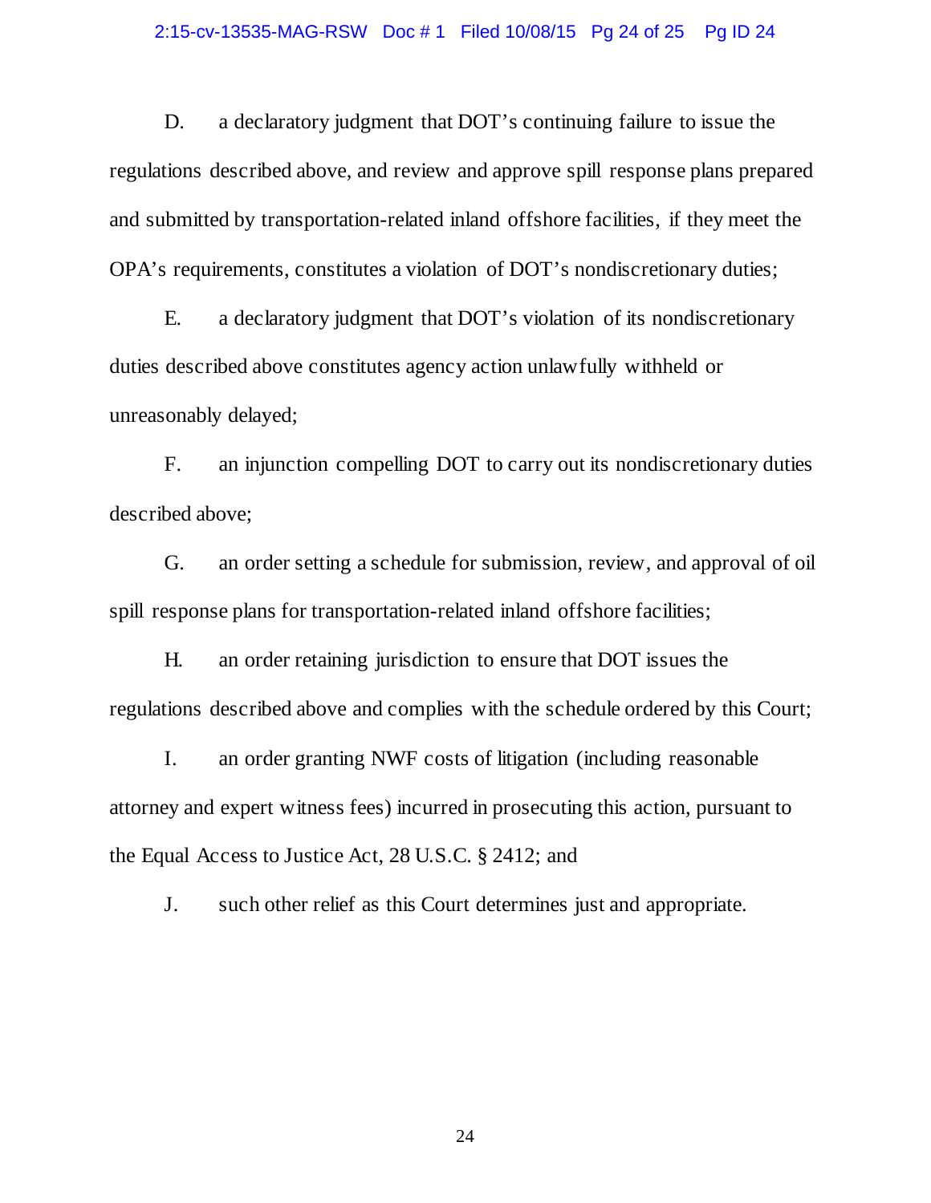D. a declaratory judgment that DOT's continuing failure to issue the regulations described above, and review and approve spill response plans prepared and submitted by transportation-related inland offshore facilities, if they meet the OPA's requirements, constitutes a violation of DOT's nondiscretionary duties;

E. a declaratory judgment that DOT's violation of its nondiscretionary duties described above constitutes agency action unlawfully withheld or unreasonably delayed;

F. an injunction compelling DOT to carry out its nondiscretionary duties described above;

G. an order setting a schedule for submission, review, and approval of oil spill response plans for transportation-related inland offshore facilities;

H. an order retaining jurisdiction to ensure that DOT issues the regulations described above and complies with the schedule ordered by this Court;

I. an order granting NWF costs of litigation (including reasonable attorney and expert witness fees) incurred in prosecuting this action, pursuant to the Equal Access to Justice Act, 28 U.S.C. § 2412; and

J. such other relief as this Court determines just and appropriate.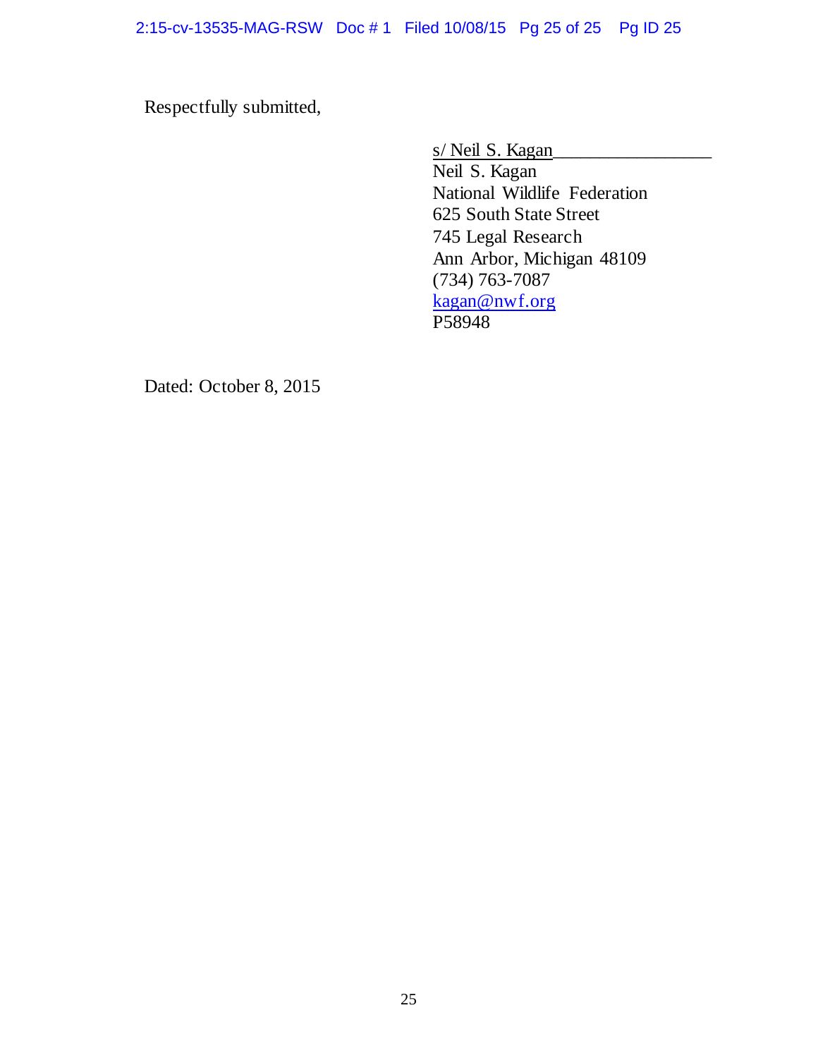Respectfully submitted,

s/ Neil S. Kagan
Neil S. Kagan
National Wildlife Federation
625 South State Street
745 Legal Research
Ann Arbor, Michigan 48109
(734) 763-7087
kagan@nwf.org
P58948

Dated: October 8, 2015